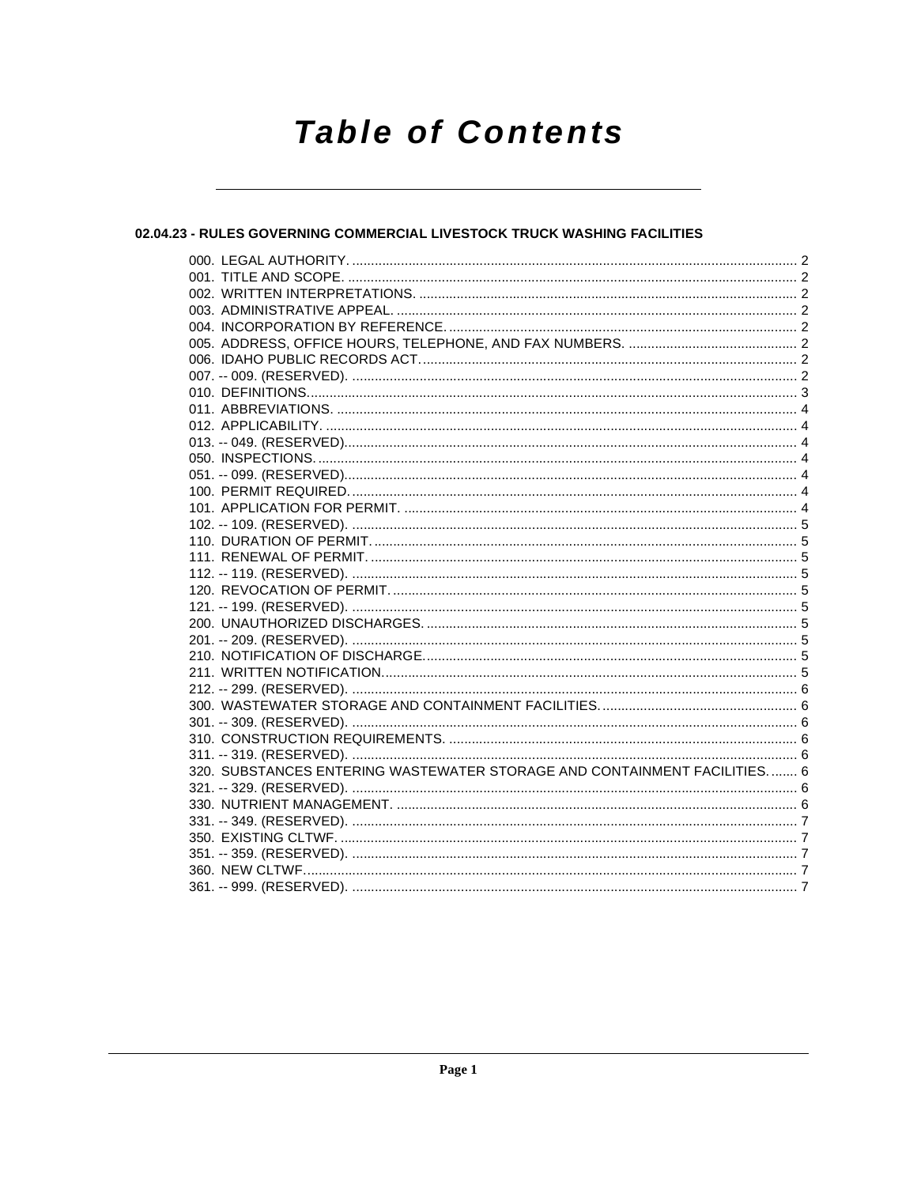# Table of Contents

## 02.04.23 - RULES GOVERNING COMMERCIAL LIVESTOCK TRUCK WASHING FACILITIES

000. LEGAL AUTHORITY. .......... 2
001. TITLE AND SCOPE. .......... 2
002. WRITTEN INTERPRETATIONS. .......... 2
003. ADMINISTRATIVE APPEAL. .......... 2
004. INCORPORATION BY REFERENCE. .......... 2
005. ADDRESS, OFFICE HOURS, TELEPHONE, AND FAX NUMBERS. .......... 2
006. IDAHO PUBLIC RECORDS ACT. .......... 2
007. -- 009. (RESERVED). .......... 2
010. DEFINITIONS. .......... 3
011. ABBREVIATIONS. .......... 4
012. APPLICABILITY. .......... 4
013. -- 049. (RESERVED). .......... 4
050. INSPECTIONS. .......... 4
051. -- 099. (RESERVED). .......... 4
100. PERMIT REQUIRED. .......... 4
101. APPLICATION FOR PERMIT. .......... 4
102. -- 109. (RESERVED). .......... 5
110. DURATION OF PERMIT. .......... 5
111. RENEWAL OF PERMIT. .......... 5
112. -- 119. (RESERVED). .......... 5
120. REVOCATION OF PERMIT. .......... 5
121. -- 199. (RESERVED). .......... 5
200. UNAUTHORIZED DISCHARGES. .......... 5
201. -- 209. (RESERVED). .......... 5
210. NOTIFICATION OF DISCHARGE. .......... 5
211. WRITTEN NOTIFICATION. .......... 5
212. -- 299. (RESERVED). .......... 6
300. WASTEWATER STORAGE AND CONTAINMENT FACILITIES. .......... 6
301. -- 309. (RESERVED). .......... 6
310. CONSTRUCTION REQUIREMENTS. .......... 6
311. -- 319. (RESERVED). .......... 6
320. SUBSTANCES ENTERING WASTEWATER STORAGE AND CONTAINMENT FACILITIES. .......... 6
321. -- 329. (RESERVED). .......... 6
330. NUTRIENT MANAGEMENT. .......... 6
331. -- 349. (RESERVED). .......... 7
350. EXISTING CLTWF. .......... 7
351. -- 359. (RESERVED). .......... 7
360. NEW CLTWF. .......... 7
361. -- 999. (RESERVED). .......... 7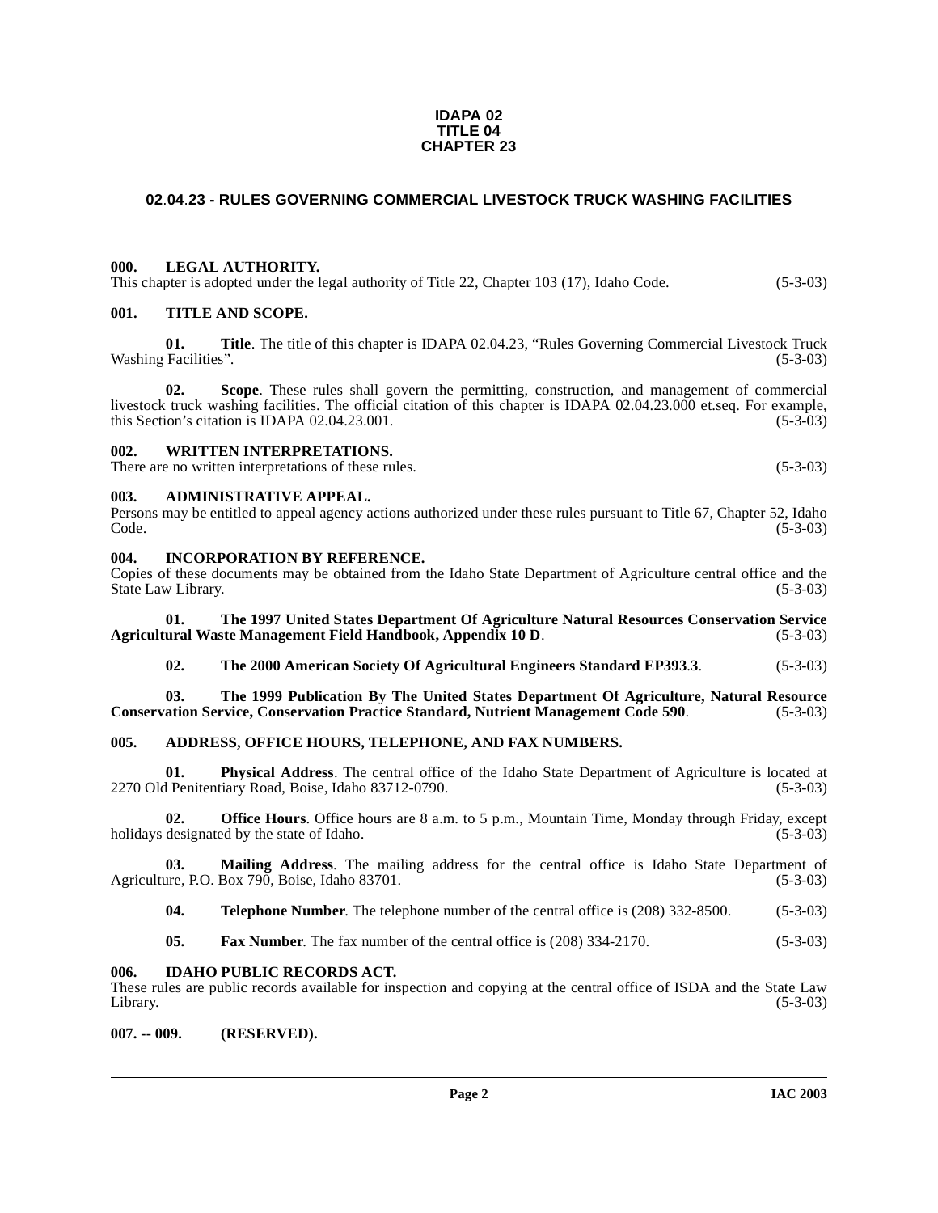# IDAPA 02
# TITLE 04
# CHAPTER 23

## 02.04.23 - RULES GOVERNING COMMERCIAL LIVESTOCK TRUCK WASHING FACILITIES

**000. LEGAL AUTHORITY.**
This chapter is adopted under the legal authority of Title 22, Chapter 103 (17), Idaho Code. (5-3-03)

**001. TITLE AND SCOPE.**

**01. Title**. The title of this chapter is IDAPA 02.04.23, "Rules Governing Commercial Livestock Truck Washing Facilities". (5-3-03)

**02. Scope**. These rules shall govern the permitting, construction, and management of commercial livestock truck washing facilities. The official citation of this chapter is IDAPA 02.04.23.000 et.seq. For example, this Section's citation is IDAPA 02.04.23.001. (5-3-03)

**002. WRITTEN INTERPRETATIONS.**
There are no written interpretations of these rules. (5-3-03)

**003. ADMINISTRATIVE APPEAL.**
Persons may be entitled to appeal agency actions authorized under these rules pursuant to Title 67, Chapter 52, Idaho Code. (5-3-03)

**004. INCORPORATION BY REFERENCE.**
Copies of these documents may be obtained from the Idaho State Department of Agriculture central office and the State Law Library. (5-3-03)

**01. The 1997 United States Department Of Agriculture Natural Resources Conservation Service Agricultural Waste Management Field Handbook, Appendix 10 D**. (5-3-03)

**02. The 2000 American Society Of Agricultural Engineers Standard EP393.3**. (5-3-03)

**03. The 1999 Publication By The United States Department Of Agriculture, Natural Resource Conservation Service, Conservation Practice Standard, Nutrient Management Code 590**. (5-3-03)

**005. ADDRESS, OFFICE HOURS, TELEPHONE, AND FAX NUMBERS.**

**01. Physical Address**. The central office of the Idaho State Department of Agriculture is located at 2270 Old Penitentiary Road, Boise, Idaho 83712-0790. (5-3-03)

**02. Office Hours**. Office hours are 8 a.m. to 5 p.m., Mountain Time, Monday through Friday, except holidays designated by the state of Idaho. (5-3-03)

**03. Mailing Address**. The mailing address for the central office is Idaho State Department of Agriculture, P.O. Box 790, Boise, Idaho 83701. (5-3-03)

**04. Telephone Number**. The telephone number of the central office is (208) 332-8500. (5-3-03)

**05. Fax Number**. The fax number of the central office is (208) 334-2170. (5-3-03)

**006. IDAHO PUBLIC RECORDS ACT.**
These rules are public records available for inspection and copying at the central office of ISDA and the State Law Library. (5-3-03)

**007. -- 009. (RESERVED).**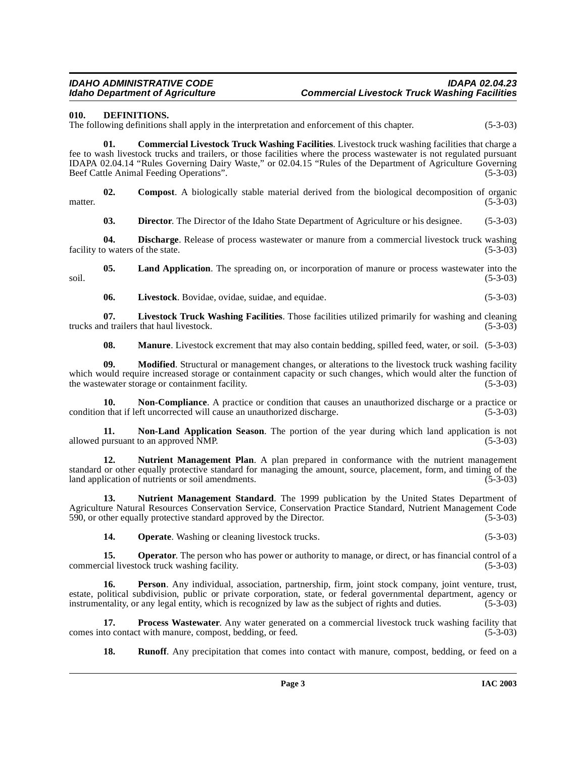## 010. DEFINITIONS.

The following definitions shall apply in the interpretation and enforcement of this chapter. (5-3-03)

**01. Commercial Livestock Truck Washing Facilities**. Livestock truck washing facilities that charge a fee to wash livestock trucks and trailers, or those facilities where the process wastewater is not regulated pursuant IDAPA 02.04.14 "Rules Governing Dairy Waste," or 02.04.15 "Rules of the Department of Agriculture Governing Beef Cattle Animal Feeding Operations". (5-3-03)

**02. Compost**. A biologically stable material derived from the biological decomposition of organic matter. (5-3-03)

**03. Director**. The Director of the Idaho State Department of Agriculture or his designee. (5-3-03)

**04. Discharge**. Release of process wastewater or manure from a commercial livestock truck washing facility to waters of the state. (5-3-03)

**05. Land Application**. The spreading on, or incorporation of manure or process wastewater into the soil. (5-3-03)

**06. Livestock**. Bovidae, ovidae, suidae, and equidae. (5-3-03)

**07. Livestock Truck Washing Facilities**. Those facilities utilized primarily for washing and cleaning trucks and trailers that haul livestock. (5-3-03)

**08. Manure**. Livestock excrement that may also contain bedding, spilled feed, water, or soil. (5-3-03)

**09. Modified**. Structural or management changes, or alterations to the livestock truck washing facility which would require increased storage or containment capacity or such changes, which would alter the function of the wastewater storage or containment facility. (5-3-03)

**10. Non-Compliance**. A practice or condition that causes an unauthorized discharge or a practice or condition that if left uncorrected will cause an unauthorized discharge. (5-3-03)

**11. Non-Land Application Season**. The portion of the year during which land application is not allowed pursuant to an approved NMP. (5-3-03)

**12. Nutrient Management Plan**. A plan prepared in conformance with the nutrient management standard or other equally protective standard for managing the amount, source, placement, form, and timing of the land application of nutrients or soil amendments. (5-3-03)

**13. Nutrient Management Standard**. The 1999 publication by the United States Department of Agriculture Natural Resources Conservation Service, Conservation Practice Standard, Nutrient Management Code 590, or other equally protective standard approved by the Director. (5-3-03)

**14. Operate**. Washing or cleaning livestock trucks. (5-3-03)

**15. Operator**. The person who has power or authority to manage, or direct, or has financial control of a commercial livestock truck washing facility. (5-3-03)

**16. Person**. Any individual, association, partnership, firm, joint stock company, joint venture, trust, estate, political subdivision, public or private corporation, state, or federal governmental department, agency or instrumentality, or any legal entity, which is recognized by law as the subject of rights and duties. (5-3-03)

**17. Process Wastewater**. Any water generated on a commercial livestock truck washing facility that comes into contact with manure, compost, bedding, or feed. (5-3-03)

**18. Runoff**. Any precipitation that comes into contact with manure, compost, bedding, or feed on a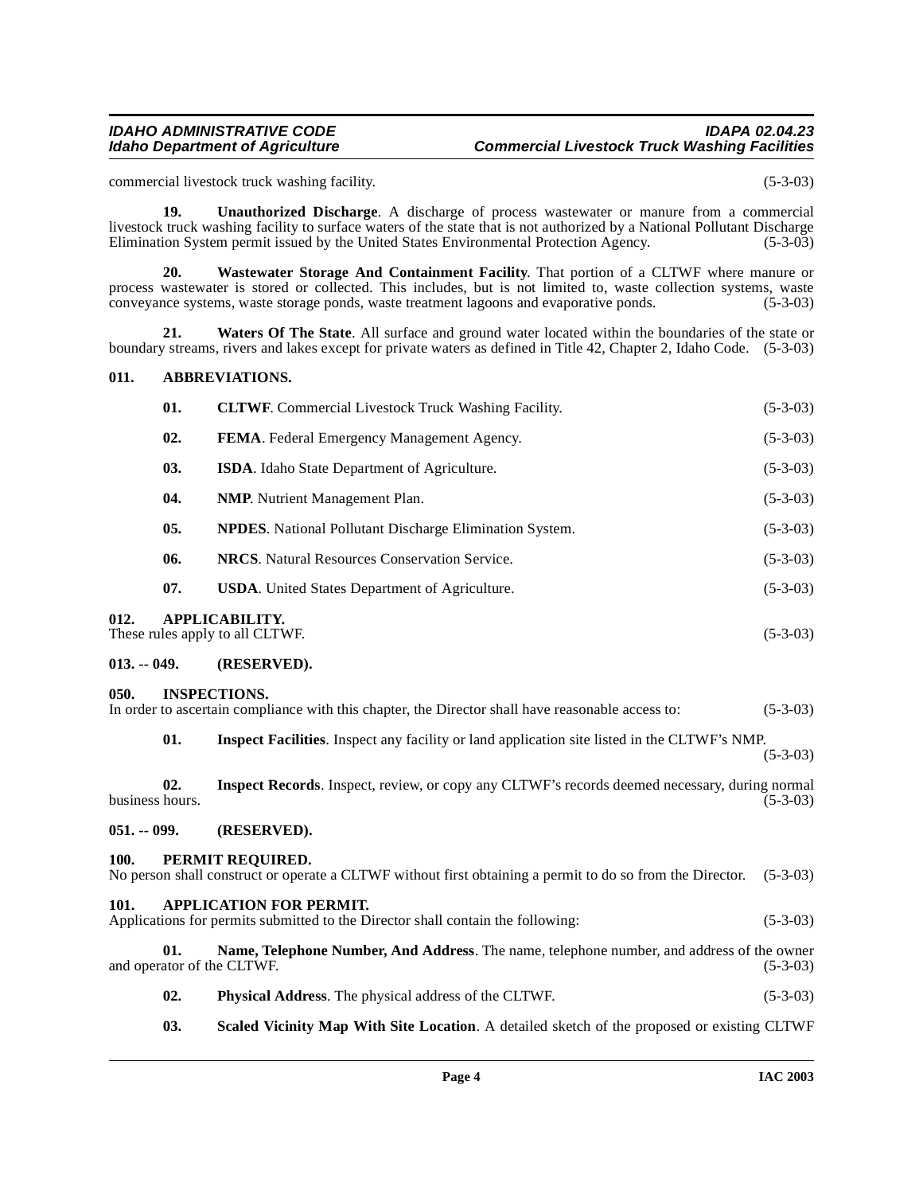commercial livestock truck washing facility. (5-3-03)

**19. Unauthorized Discharge**. A discharge of process wastewater or manure from a commercial livestock truck washing facility to surface waters of the state that is not authorized by a National Pollutant Discharge Elimination System permit issued by the United States Environmental Protection Agency. (5-3-03)

**20. Wastewater Storage And Containment Facility**. That portion of a CLTWF where manure or process wastewater is stored or collected. This includes, but is not limited to, waste collection systems, waste conveyance systems, waste storage ponds, waste treatment lagoons and evaporative ponds. (5-3-03)

**21. Waters Of The State**. All surface and ground water located within the boundaries of the state or boundary streams, rivers and lakes except for private waters as defined in Title 42, Chapter 2, Idaho Code. (5-3-03)

## 011. ABBREVIATIONS.

**01. CLTWF**. Commercial Livestock Truck Washing Facility. (5-3-03)

**02. FEMA**. Federal Emergency Management Agency. (5-3-03)

**03. ISDA**. Idaho State Department of Agriculture. (5-3-03)

**04. NMP**. Nutrient Management Plan. (5-3-03)

**05. NPDES**. National Pollutant Discharge Elimination System. (5-3-03)

**06. NRCS**. Natural Resources Conservation Service. (5-3-03)

**07. USDA**. United States Department of Agriculture. (5-3-03)

## 012. APPLICABILITY.

These rules apply to all CLTWF. (5-3-03)

## 013. -- 049. (RESERVED).

## 050. INSPECTIONS.

In order to ascertain compliance with this chapter, the Director shall have reasonable access to: (5-3-03)

**01. Inspect Facilities**. Inspect any facility or land application site listed in the CLTWF's NMP. (5-3-03)

**02. Inspect Records**. Inspect, review, or copy any CLTWF's records deemed necessary, during normal business hours. (5-3-03)

## 051. -- 099. (RESERVED).

## 100. PERMIT REQUIRED.

No person shall construct or operate a CLTWF without first obtaining a permit to do so from the Director. (5-3-03)

## 101. APPLICATION FOR PERMIT.

Applications for permits submitted to the Director shall contain the following: (5-3-03)

**01. Name, Telephone Number, And Address**. The name, telephone number, and address of the owner and operator of the CLTWF. (5-3-03)

**02. Physical Address**. The physical address of the CLTWF. (5-3-03)

**03. Scaled Vicinity Map With Site Location**. A detailed sketch of the proposed or existing CLTWF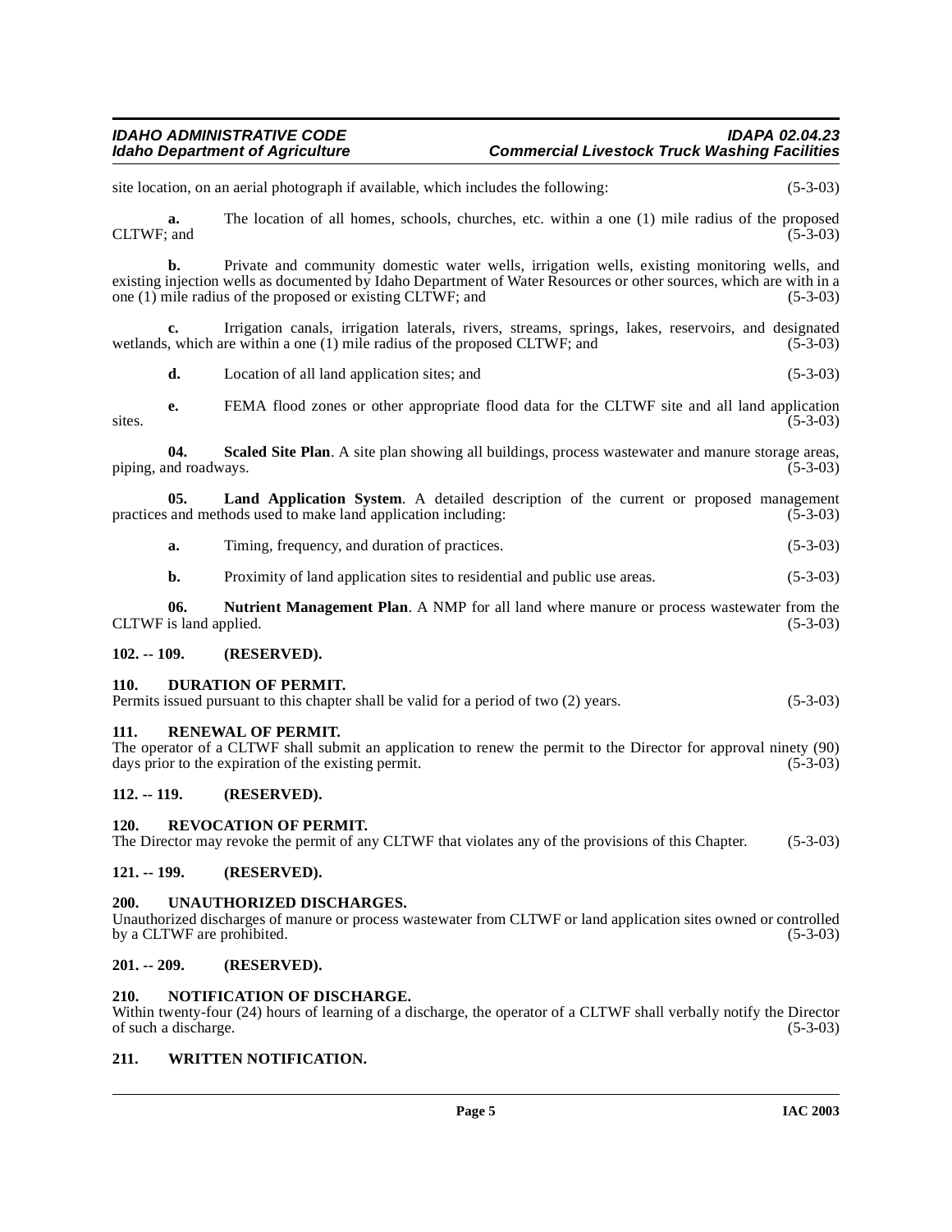site location, on an aerial photograph if available, which includes the following: (5-3-03)

**a.** The location of all homes, schools, churches, etc. within a one (1) mile radius of the proposed CLTWF; and (5-3-03)

**b.** Private and community domestic water wells, irrigation wells, existing monitoring wells, and existing injection wells as documented by Idaho Department of Water Resources or other sources, which are with in a one (1) mile radius of the proposed or existing CLTWF; and (5-3-03)

**c.** Irrigation canals, irrigation laterals, rivers, streams, springs, lakes, reservoirs, and designated wetlands, which are within a one (1) mile radius of the proposed CLTWF; and (5-3-03)

**d.** Location of all land application sites; and (5-3-03)

**e.** FEMA flood zones or other appropriate flood data for the CLTWF site and all land application sites. (5-3-03)

**04. Scaled Site Plan**. A site plan showing all buildings, process wastewater and manure storage areas, piping, and roadways. (5-3-03)

**05. Land Application System**. A detailed description of the current or proposed management practices and methods used to make land application including: (5-3-03)

**a.** Timing, frequency, and duration of practices. (5-3-03)

**b.** Proximity of land application sites to residential and public use areas. (5-3-03)

**06. Nutrient Management Plan**. A NMP for all land where manure or process wastewater from the CLTWF is land applied. (5-3-03)

## 102. -- 109. (RESERVED).

## 110. DURATION OF PERMIT.

Permits issued pursuant to this chapter shall be valid for a period of two (2) years. (5-3-03)

## 111. RENEWAL OF PERMIT.

The operator of a CLTWF shall submit an application to renew the permit to the Director for approval ninety (90) days prior to the expiration of the existing permit. (5-3-03)

## 112. -- 119. (RESERVED).

## 120. REVOCATION OF PERMIT.

The Director may revoke the permit of any CLTWF that violates any of the provisions of this Chapter. (5-3-03)

## 121. -- 199. (RESERVED).

## 200. UNAUTHORIZED DISCHARGES.

Unauthorized discharges of manure or process wastewater from CLTWF or land application sites owned or controlled by a CLTWF are prohibited. (5-3-03)

## 201. -- 209. (RESERVED).

## 210. NOTIFICATION OF DISCHARGE.

Within twenty-four (24) hours of learning of a discharge, the operator of a CLTWF shall verbally notify the Director of such a discharge. (5-3-03)

## 211. WRITTEN NOTIFICATION.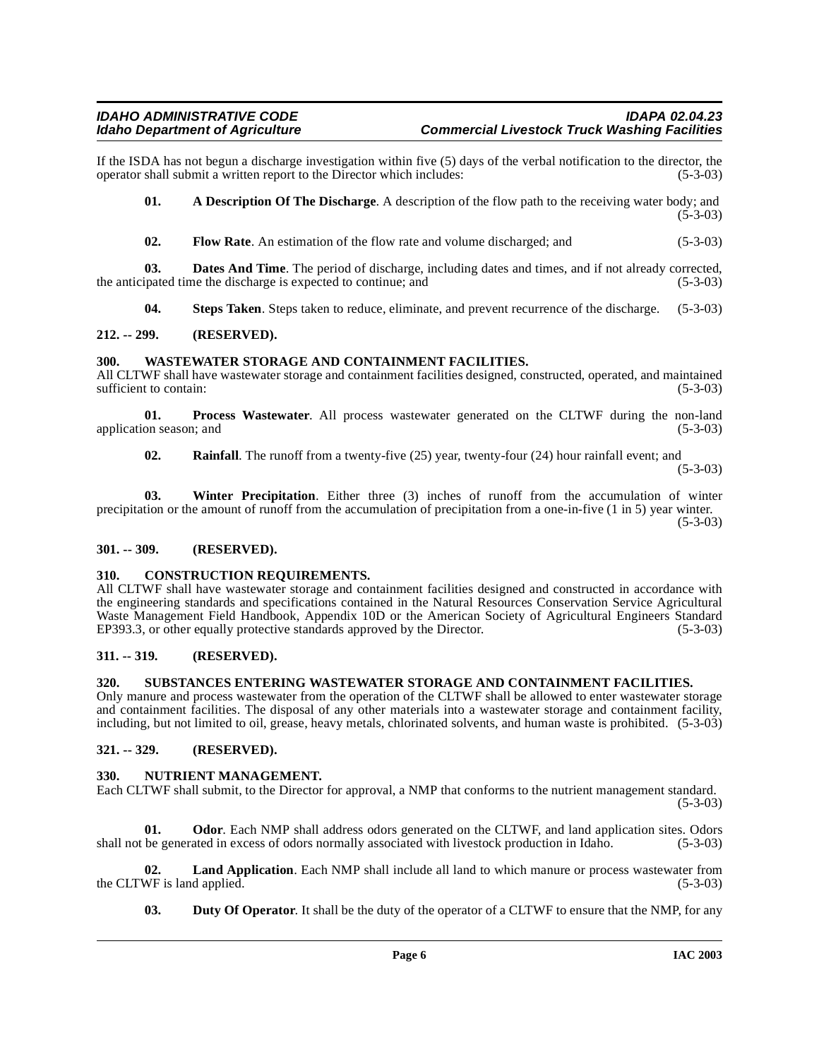If the ISDA has not begun a discharge investigation within five (5) days of the verbal notification to the director, the operator shall submit a written report to the Director which includes: (5-3-03)

**01. A Description Of The Discharge**. A description of the flow path to the receiving water body; and (5-3-03)

**02. Flow Rate**. An estimation of the flow rate and volume discharged; and (5-3-03)

**03. Dates And Time**. The period of discharge, including dates and times, and if not already corrected, the anticipated time the discharge is expected to continue; and (5-3-03)

**04. Steps Taken**. Steps taken to reduce, eliminate, and prevent recurrence of the discharge. (5-3-03)

**212. -- 299. (RESERVED).**

**300. WASTEWATER STORAGE AND CONTAINMENT FACILITIES.**

All CLTWF shall have wastewater storage and containment facilities designed, constructed, operated, and maintained sufficient to contain: (5-3-03)

**01. Process Wastewater**. All process wastewater generated on the CLTWF during the non-land application season; and (5-3-03)

**02. Rainfall**. The runoff from a twenty-five (25) year, twenty-four (24) hour rainfall event; and (5-3-03)

**03. Winter Precipitation**. Either three (3) inches of runoff from the accumulation of winter precipitation or the amount of runoff from the accumulation of precipitation from a one-in-five (1 in 5) year winter. (5-3-03)

**301. -- 309. (RESERVED).**

**310. CONSTRUCTION REQUIREMENTS.**

All CLTWF shall have wastewater storage and containment facilities designed and constructed in accordance with the engineering standards and specifications contained in the Natural Resources Conservation Service Agricultural Waste Management Field Handbook, Appendix 10D or the American Society of Agricultural Engineers Standard EP393.3, or other equally protective standards approved by the Director. (5-3-03)

**311. -- 319. (RESERVED).**

**320. SUBSTANCES ENTERING WASTEWATER STORAGE AND CONTAINMENT FACILITIES.**

Only manure and process wastewater from the operation of the CLTWF shall be allowed to enter wastewater storage and containment facilities. The disposal of any other materials into a wastewater storage and containment facility, including, but not limited to oil, grease, heavy metals, chlorinated solvents, and human waste is prohibited. (5-3-03)

**321. -- 329. (RESERVED).**

**330. NUTRIENT MANAGEMENT.**

Each CLTWF shall submit, to the Director for approval, a NMP that conforms to the nutrient management standard. (5-3-03)

**01. Odor**. Each NMP shall address odors generated on the CLTWF, and land application sites. Odors shall not be generated in excess of odors normally associated with livestock production in Idaho. (5-3-03)

**02. Land Application**. Each NMP shall include all land to which manure or process wastewater from the CLTWF is land applied. (5-3-03)

**03. Duty Of Operator**. It shall be the duty of the operator of a CLTWF to ensure that the NMP, for any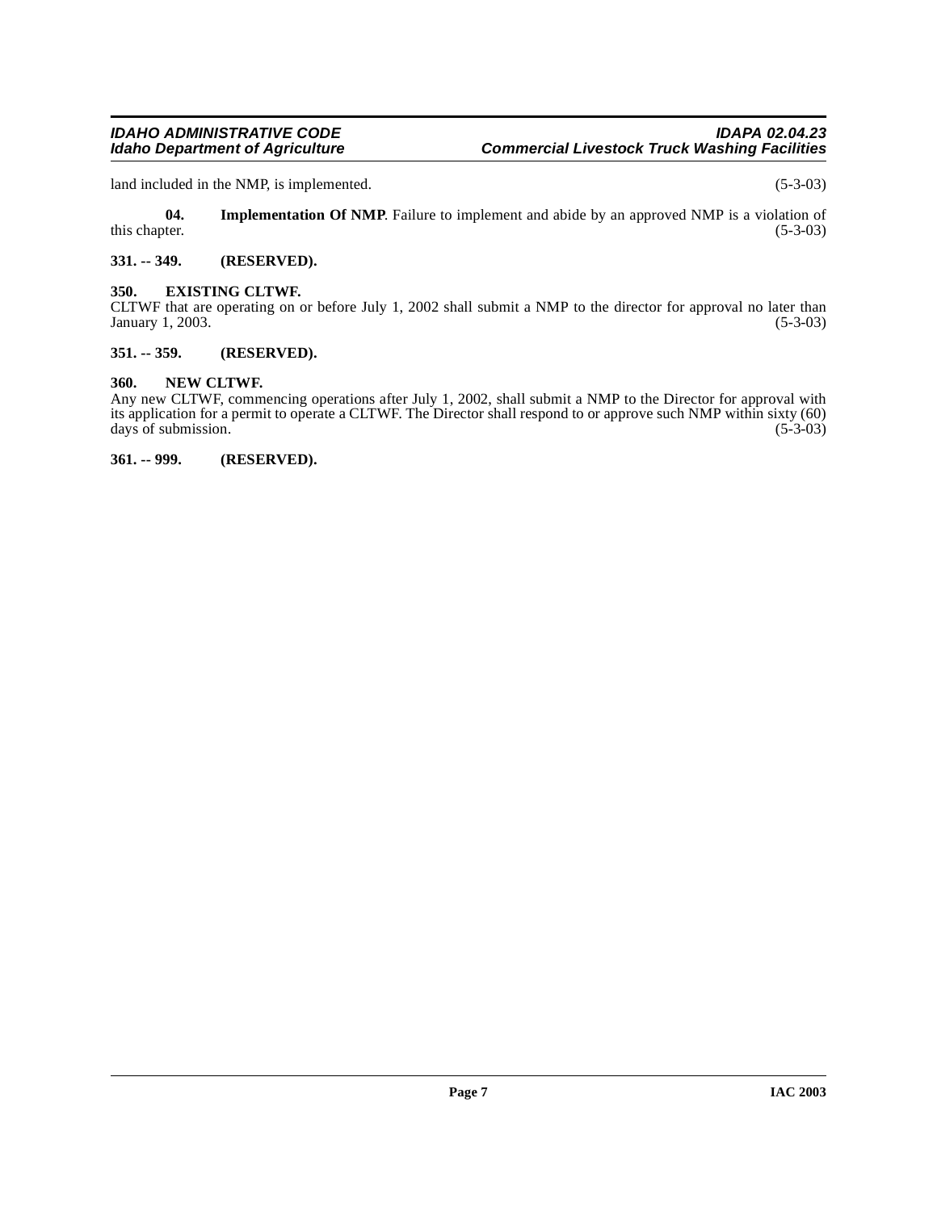land included in the NMP, is implemented. (5-3-03)

**04. Implementation Of NMP**. Failure to implement and abide by an approved NMP is a violation of this chapter. (5-3-03)

**331. -- 349. (RESERVED).**

**350. EXISTING CLTWF.**

CLTWF that are operating on or before July 1, 2002 shall submit a NMP to the director for approval no later than January 1, 2003. (5-3-03)

**351. -- 359. (RESERVED).**

**360. NEW CLTWF.**

Any new CLTWF, commencing operations after July 1, 2002, shall submit a NMP to the Director for approval with its application for a permit to operate a CLTWF. The Director shall respond to or approve such NMP within sixty (60) days of submission. (5-3-03)

**361. -- 999. (RESERVED).**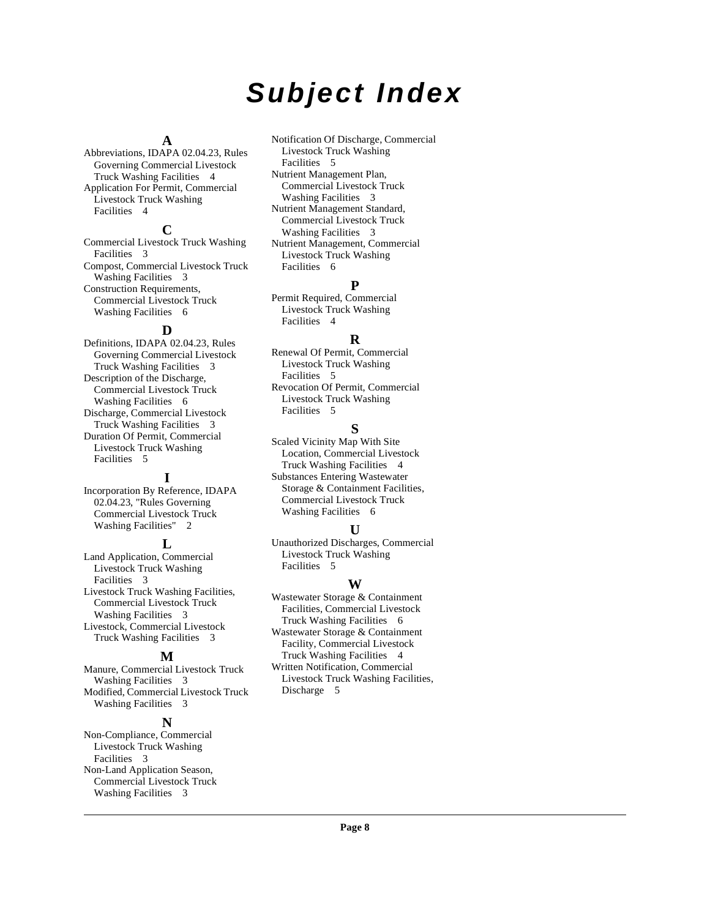# Subject Index

## A

Abbreviations, IDAPA 02.04.23, Rules Governing Commercial Livestock Truck Washing Facilities 4

Application For Permit, Commercial Livestock Truck Washing Facilities 4

## C

Commercial Livestock Truck Washing Facilities 3

Compost, Commercial Livestock Truck Washing Facilities 3

Construction Requirements, Commercial Livestock Truck Washing Facilities 6

## D

Definitions, IDAPA 02.04.23, Rules Governing Commercial Livestock Truck Washing Facilities 3

Description of the Discharge, Commercial Livestock Truck Washing Facilities 6

Discharge, Commercial Livestock Truck Washing Facilities 3

Duration Of Permit, Commercial Livestock Truck Washing Facilities 5

## I

Incorporation By Reference, IDAPA 02.04.23, "Rules Governing Commercial Livestock Truck Washing Facilities" 2

## L

Land Application, Commercial Livestock Truck Washing Facilities 3

Livestock Truck Washing Facilities, Commercial Livestock Truck Washing Facilities 3

Livestock, Commercial Livestock Truck Washing Facilities 3

## M

Manure, Commercial Livestock Truck Washing Facilities 3

Modified, Commercial Livestock Truck Washing Facilities 3

## N

Non-Compliance, Commercial Livestock Truck Washing Facilities 3

Non-Land Application Season, Commercial Livestock Truck Washing Facilities 3

Notification Of Discharge, Commercial Livestock Truck Washing Facilities 5

Nutrient Management Plan, Commercial Livestock Truck Washing Facilities 3

Nutrient Management Standard, Commercial Livestock Truck Washing Facilities 3

Nutrient Management, Commercial Livestock Truck Washing Facilities 6

## P

Permit Required, Commercial Livestock Truck Washing Facilities 4

## R

Renewal Of Permit, Commercial Livestock Truck Washing Facilities 5

Revocation Of Permit, Commercial Livestock Truck Washing Facilities 5

## S

Scaled Vicinity Map With Site Location, Commercial Livestock Truck Washing Facilities 4

Substances Entering Wastewater Storage & Containment Facilities, Commercial Livestock Truck Washing Facilities 6

## U

Unauthorized Discharges, Commercial Livestock Truck Washing Facilities 5

## W

Wastewater Storage & Containment Facilities, Commercial Livestock Truck Washing Facilities 6

Wastewater Storage & Containment Facility, Commercial Livestock Truck Washing Facilities 4

Written Notification, Commercial Livestock Truck Washing Facilities, Discharge 5